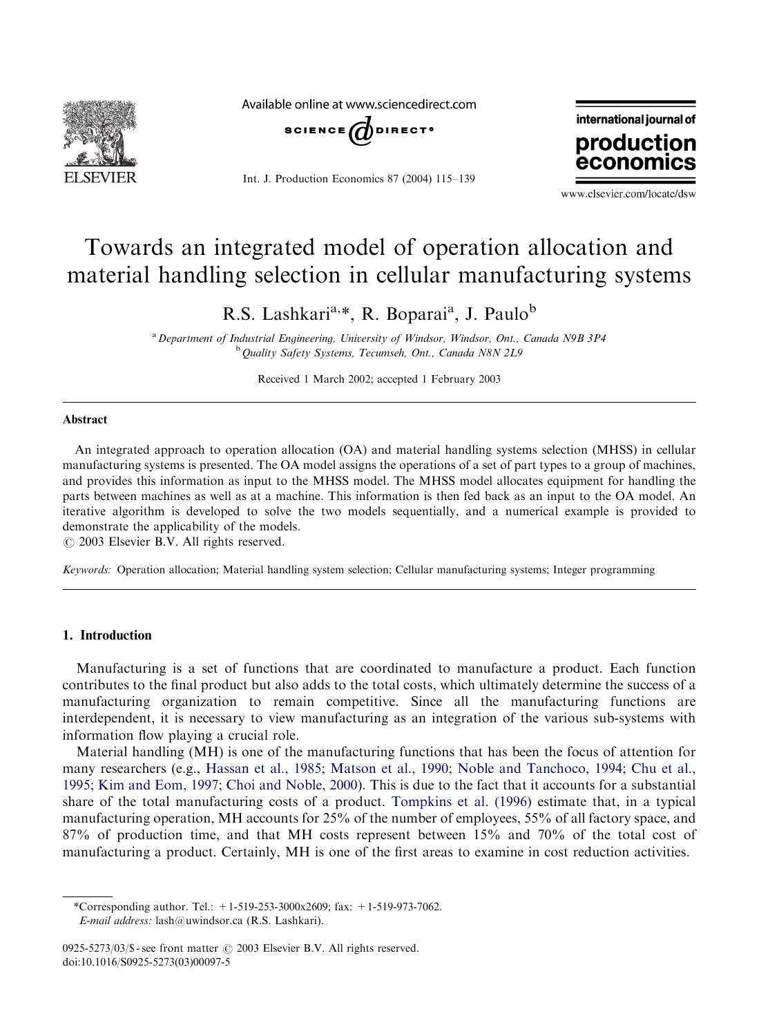# Towards an integrated model of operation allocation and material handling selection in cellular manufacturing systems

R.S. Lashkari[a,*], R. Boparai[a], J. Paulo[b]

[a] Department of Industrial Engineering, University of Windsor, Windsor, Ont., Canada N9B 3P4
[b] Quality Safety Systems, Tecumseh, Ont., Canada N8N 2L9

Received 1 March 2002; accepted 1 February 2003

## Abstract

An integrated approach to operation allocation (OA) and material handling systems selection (MHSS) in cellular manufacturing systems is presented. The OA model assigns the operations of a set of part types to a group of machines, and provides this information as input to the MHSS model. The MHSS model allocates equipment for handling the parts between machines as well as at a machine. This information is then fed back as an input to the OA model. An iterative algorithm is developed to solve the two models sequentially, and a numerical example is provided to demonstrate the applicability of the models.

© 2003 Elsevier B.V. All rights reserved.

*Keywords:* Operation allocation; Material handling system selection; Cellular manufacturing systems; Integer programming

## 1. Introduction

Manufacturing is a set of functions that are coordinated to manufacture a product. Each function contributes to the final product but also adds to the total costs, which ultimately determine the success of a manufacturing organization to remain competitive. Since all the manufacturing functions are interdependent, it is necessary to view manufacturing as an integration of the various sub-systems with information flow playing a crucial role.

Material handling (MH) is one of the manufacturing functions that has been the focus of attention for many researchers (e.g., Hassan et al., 1985; Matson et al., 1990; Noble and Tanchoco, 1994; Chu et al., 1995; Kim and Eom, 1997; Choi and Noble, 2000). This is due to the fact that it accounts for a substantial share of the total manufacturing costs of a product. Tompkins et al. (1996) estimate that, in a typical manufacturing operation, MH accounts for 25% of the number of employees, 55% of all factory space, and 87% of production time, and that MH costs represent between 15% and 70% of the total cost of manufacturing a product. Certainly, MH is one of the first areas to examine in cost reduction activities.

*Corresponding author. Tel.: +1-519-253-3000x2609; fax: +1-519-973-7062.
*E-mail address:* lash@uwindsor.ca (R.S. Lashkari).

0925-5273/03/$ - see front matter © 2003 Elsevier B.V. All rights reserved.
doi:10.1016/S0925-5273(03)00097-5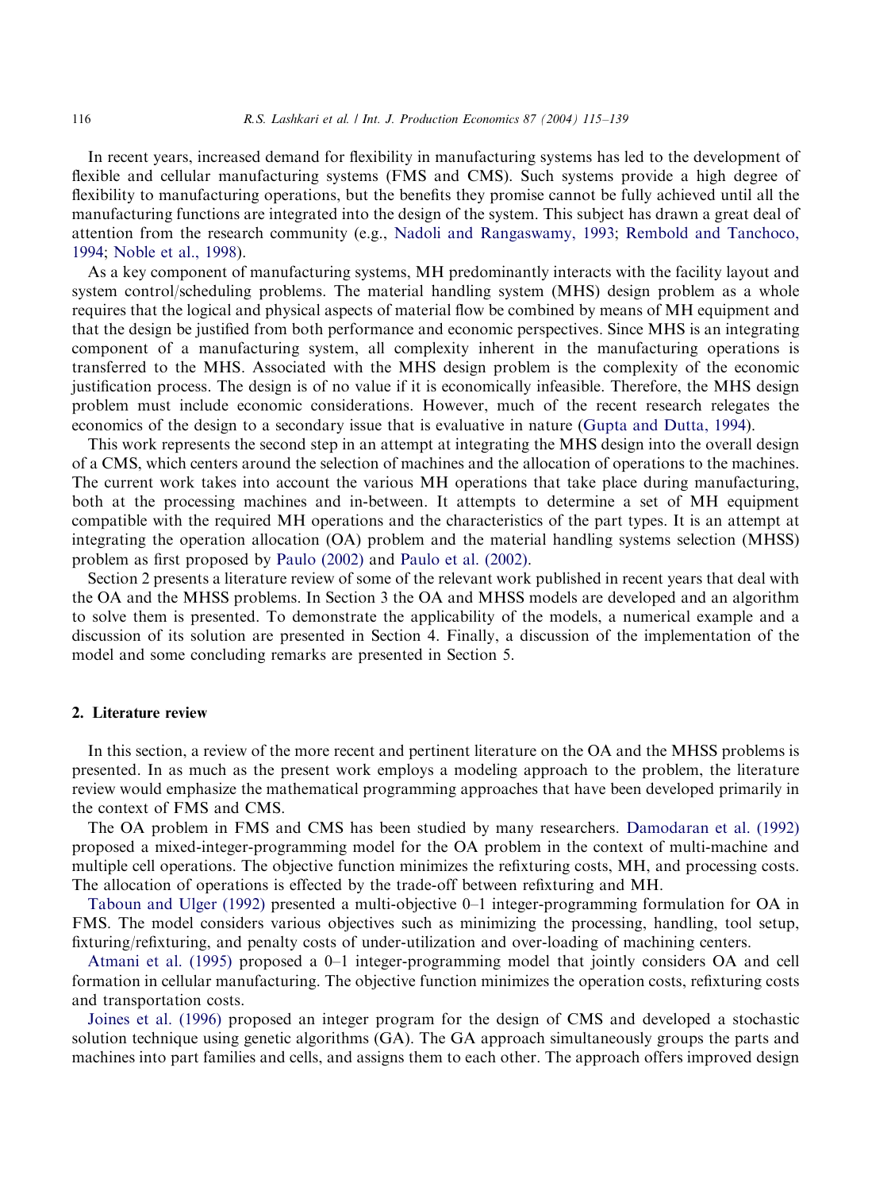In recent years, increased demand for flexibility in manufacturing systems has led to the development of flexible and cellular manufacturing systems (FMS and CMS). Such systems provide a high degree of flexibility to manufacturing operations, but the benefits they promise cannot be fully achieved until all the manufacturing functions are integrated into the design of the system. This subject has drawn a great deal of attention from the research community (e.g., Nadoli and Rangaswamy, 1993; Rembold and Tanchoco, 1994; Noble et al., 1998).

As a key component of manufacturing systems, MH predominantly interacts with the facility layout and system control/scheduling problems. The material handling system (MHS) design problem as a whole requires that the logical and physical aspects of material flow be combined by means of MH equipment and that the design be justified from both performance and economic perspectives. Since MHS is an integrating component of a manufacturing system, all complexity inherent in the manufacturing operations is transferred to the MHS. Associated with the MHS design problem is the complexity of the economic justification process. The design is of no value if it is economically infeasible. Therefore, the MHS design problem must include economic considerations. However, much of the recent research relegates the economics of the design to a secondary issue that is evaluative in nature (Gupta and Dutta, 1994).

This work represents the second step in an attempt at integrating the MHS design into the overall design of a CMS, which centers around the selection of machines and the allocation of operations to the machines. The current work takes into account the various MH operations that take place during manufacturing, both at the processing machines and in-between. It attempts to determine a set of MH equipment compatible with the required MH operations and the characteristics of the part types. It is an attempt at integrating the operation allocation (OA) problem and the material handling systems selection (MHSS) problem as first proposed by Paulo (2002) and Paulo et al. (2002).

Section 2 presents a literature review of some of the relevant work published in recent years that deal with the OA and the MHSS problems. In Section 3 the OA and MHSS models are developed and an algorithm to solve them is presented. To demonstrate the applicability of the models, a numerical example and a discussion of its solution are presented in Section 4. Finally, a discussion of the implementation of the model and some concluding remarks are presented in Section 5.

## 2. Literature review

In this section, a review of the more recent and pertinent literature on the OA and the MHSS problems is presented. In as much as the present work employs a modeling approach to the problem, the literature review would emphasize the mathematical programming approaches that have been developed primarily in the context of FMS and CMS.

The OA problem in FMS and CMS has been studied by many researchers. Damodaran et al. (1992) proposed a mixed-integer-programming model for the OA problem in the context of multi-machine and multiple cell operations. The objective function minimizes the refixturing costs, MH, and processing costs. The allocation of operations is effected by the trade-off between refixturing and MH.

Taboun and Ulger (1992) presented a multi-objective 0–1 integer-programming formulation for OA in FMS. The model considers various objectives such as minimizing the processing, handling, tool setup, fixturing/refixturing, and penalty costs of under-utilization and over-loading of machining centers.

Atmani et al. (1995) proposed a 0–1 integer-programming model that jointly considers OA and cell formation in cellular manufacturing. The objective function minimizes the operation costs, refixturing costs and transportation costs.

Joines et al. (1996) proposed an integer program for the design of CMS and developed a stochastic solution technique using genetic algorithms (GA). The GA approach simultaneously groups the parts and machines into part families and cells, and assigns them to each other. The approach offers improved design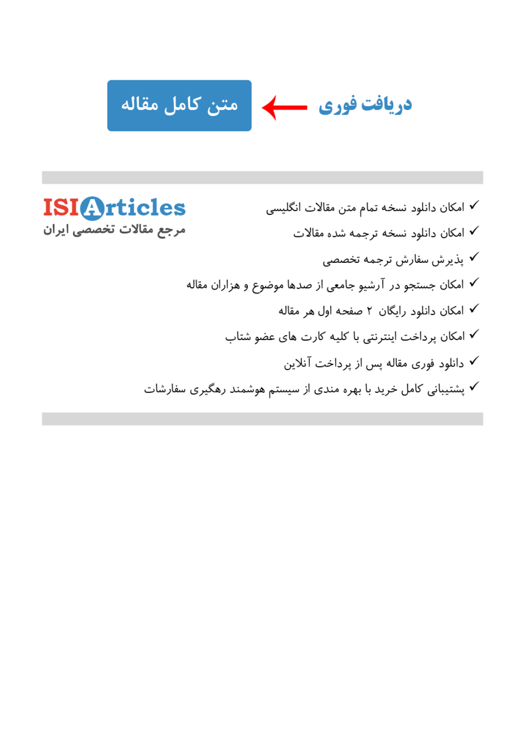**دریافت فوری** ← **متن کامل مقاله**

**ISIArticles**
مرجع مقالات تخصصی ایران

- ✓ امکان دانلود نسخه تمام متن مقالات انگلیسی
- ✓ امکان دانلود نسخه ترجمه شده مقالات
- ✓ پذیرش سفارش ترجمه تخصصی
- ✓ امکان جستجو در آرشیو جامعی از صدها موضوع و هزاران مقاله
- ✓ امکان دانلود رایگان ۲ صفحه اول هر مقاله
- ✓ امکان پرداخت اینترنتی با کلیه کارت های عضو شتاب
- ✓ دانلود فوری مقاله پس از پرداخت آنلاین
- ✓ پشتیبانی کامل خرید با بهره مندی از سیستم هوشمند رهگیری سفارشات